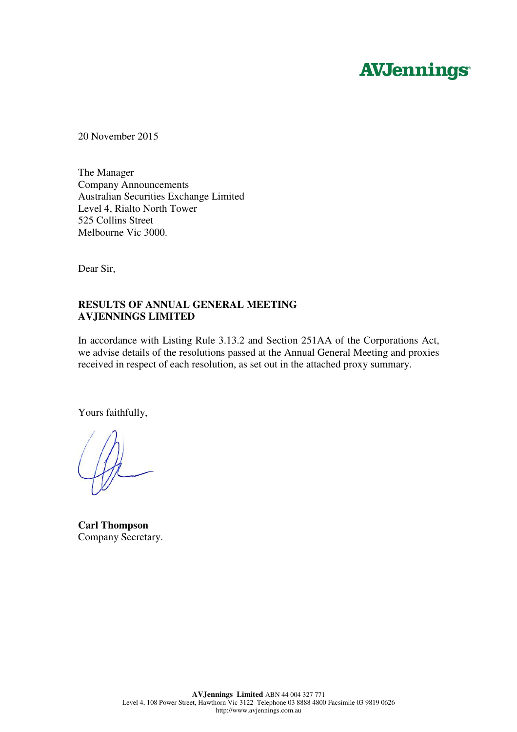AVJennings

20 November 2015

The Manager
Company Announcements
Australian Securities Exchange Limited
Level 4, Rialto North Tower
525 Collins Street
Melbourne Vic 3000.

Dear Sir,

**RESULTS OF ANNUAL GENERAL MEETING**
**AVJENNINGS LIMITED**

In accordance with Listing Rule 3.13.2 and Section 251AA of the Corporations Act, we advise details of the resolutions passed at the Annual General Meeting and proxies received in respect of each resolution, as set out in the attached proxy summary.

Yours faithfully,

**Carl Thompson**
Company Secretary.

**AVJennings Limited** ABN 44 004 327 771
Level 4, 108 Power Street, Hawthorn Vic 3122 Telephone 03 8888 4800 Facsimile 03 9819 0626
http://www.avjennings.com.au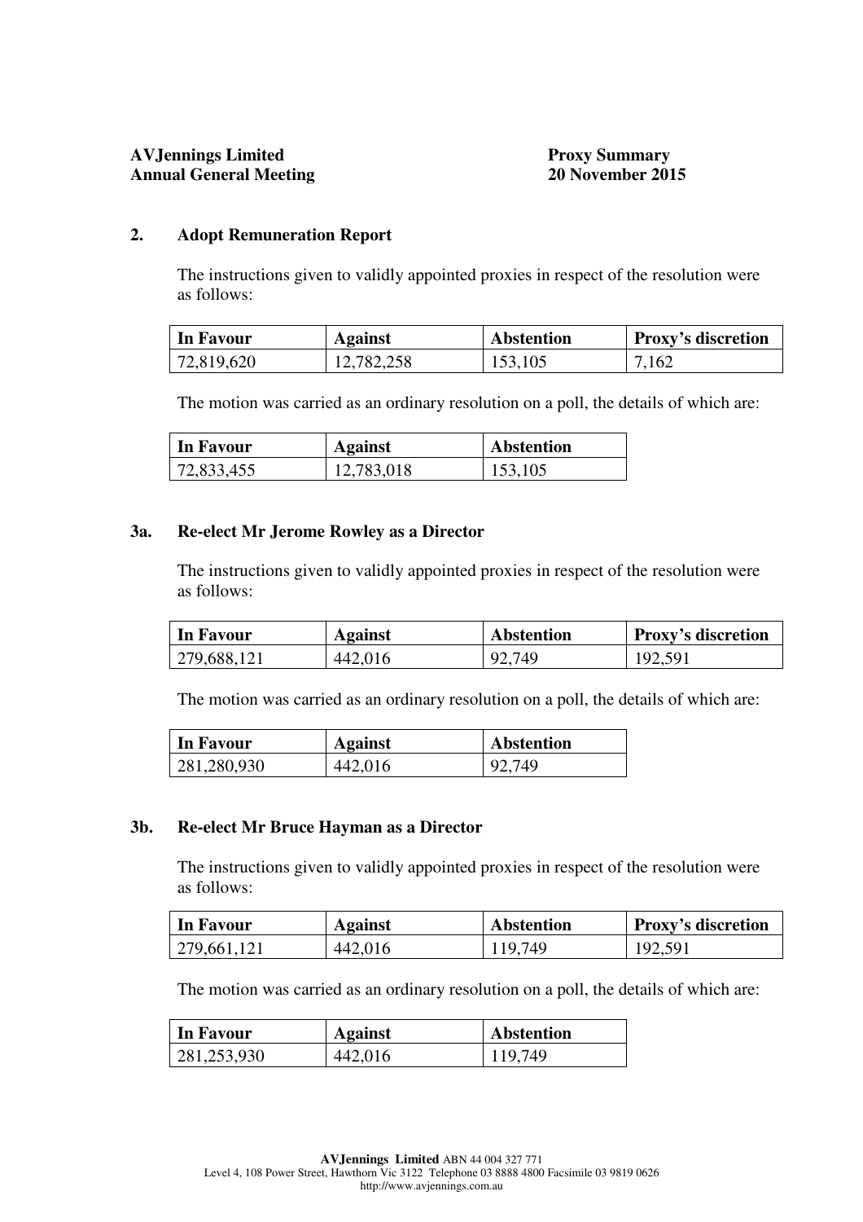**AVJennings Limited**
**Annual General Meeting**

**Proxy Summary**
**20 November 2015**

## 2. Adopt Remuneration Report

The instructions given to validly appointed proxies in respect of the resolution were as follows:

| In Favour | Against | Abstention | Proxy's discretion |
|---|---|---|---|
| 72,819,620 | 12,782,258 | 153,105 | 7,162 |

The motion was carried as an ordinary resolution on a poll, the details of which are:

| In Favour | Against | Abstention |
|---|---|---|
| 72,833,455 | 12,783,018 | 153,105 |

## 3a. Re-elect Mr Jerome Rowley as a Director

The instructions given to validly appointed proxies in respect of the resolution were as follows:

| In Favour | Against | Abstention | Proxy's discretion |
|---|---|---|---|
| 279,688,121 | 442,016 | 92,749 | 192,591 |

The motion was carried as an ordinary resolution on a poll, the details of which are:

| In Favour | Against | Abstention |
|---|---|---|
| 281,280,930 | 442,016 | 92,749 |

## 3b. Re-elect Mr Bruce Hayman as a Director

The instructions given to validly appointed proxies in respect of the resolution were as follows:

| In Favour | Against | Abstention | Proxy's discretion |
|---|---|---|---|
| 279,661,121 | 442,016 | 119,749 | 192,591 |

The motion was carried as an ordinary resolution on a poll, the details of which are:

| In Favour | Against | Abstention |
|---|---|---|
| 281,253,930 | 442,016 | 119,749 |

**AVJennings Limited** ABN 44 004 327 771
Level 4, 108 Power Street, Hawthorn Vic 3122 Telephone 03 8888 4800 Facsimile 03 9819 0626
http://www.avjennings.com.au